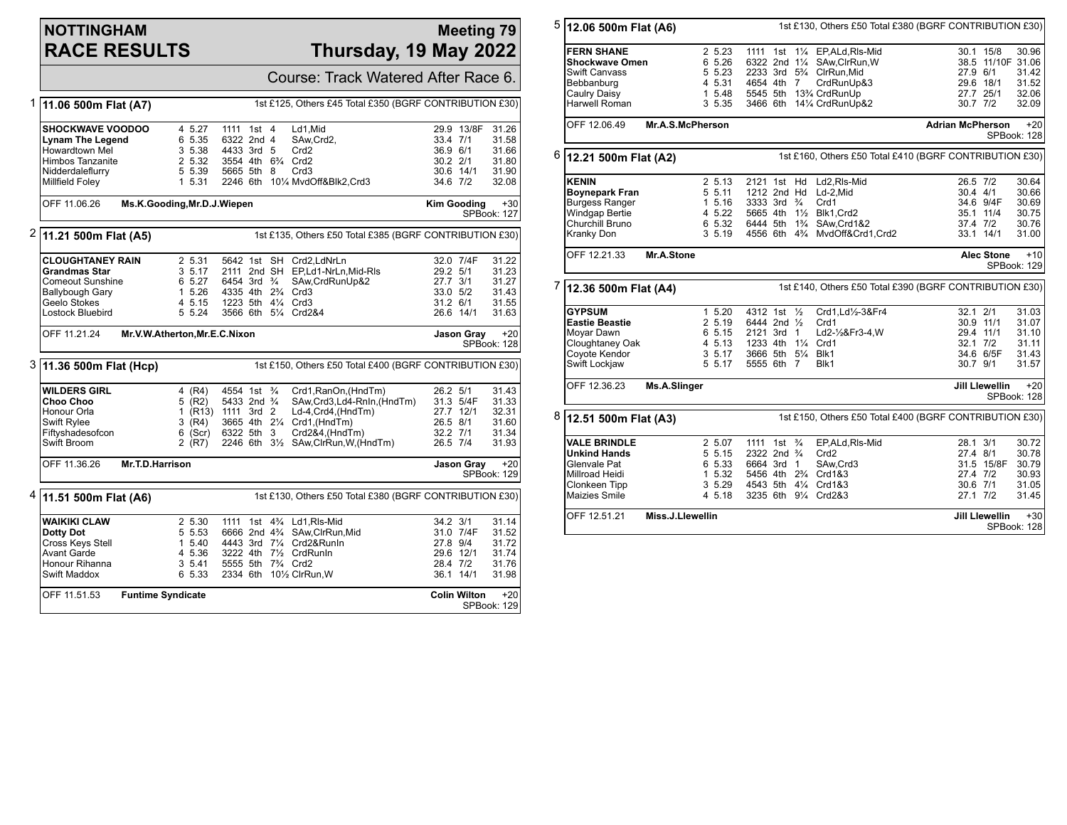# NOTTINGHAM RACE RESULTS

## Meeting 79 Thursday, 19 May 2022

Course: Track Watered After Race 6.

### 1 11.06 500m Flat (A7)

1st £125, Others £45 Total £350 (BGRF CONTRIBUTION £30)

| Greyhound | Trap | Sect | Bends | Pos | Dist | Remarks | Wt | SP | Time |
|---|---|---|---|---|---|---|---|---|---|
| **SHOCKWAVE VOODOO** | 4 | 5.27 | 1111 | 1st | 4 | Ld1,Mid | 29.9 | 13/8F | 31.26 |
| **Lynam The Legend** | 6 | 5.35 | 6322 | 2nd | 4 | SAw,Crd2, | 33.4 | 7/1 | 31.58 |
| Howardtown Mel | 3 | 5.38 | 4433 | 3rd | 5 | Crd2 | 36.9 | 6/1 | 31.66 |
| Himbos Tanzanite | 2 | 5.32 | 3554 | 4th | 6¾ | Crd2 | 30.2 | 2/1 | 31.80 |
| Nidderdaleflurry | 5 | 5.39 | 5665 | 5th | 8 | Crd3 | 30.6 | 14/1 | 31.90 |
| Millfield Foley | 1 | 5.31 | 2246 | 6th | 10¼ | MvdOff&Blk2,Crd3 | 34.6 | 7/2 | 32.08 |

OFF 11.06.26 Ms.K.Gooding,Mr.D.J.Wiepen — Kim Gooding +30 SPBook: 127

### 2 11.21 500m Flat (A5)

1st £135, Others £50 Total £385 (BGRF CONTRIBUTION £30)

| Greyhound | Trap | Sect | Bends | Pos | Dist | Remarks | Wt | SP | Time |
|---|---|---|---|---|---|---|---|---|---|
| **CLOUGHTANEY RAIN** | 2 | 5.31 | 5642 | 1st | SH | Crd2,LdNrLn | 32.0 | 7/4F | 31.22 |
| **Grandmas Star** | 3 | 5.17 | 2111 | 2nd | SH | EP,Ld1-NrLn,Mid-Rls | 29.2 | 5/1 | 31.23 |
| Comeout Sunshine | 6 | 5.27 | 6454 | 3rd | ¾ | SAw,CrdRunUp&2 | 27.7 | 3/1 | 31.27 |
| Ballybough Gary | 1 | 5.26 | 4335 | 4th | 2¾ | Crd3 | 33.0 | 5/2 | 31.43 |
| Geelo Stokes | 4 | 5.15 | 1223 | 5th | 4¼ | Crd3 | 31.2 | 6/1 | 31.55 |
| Lostock Bluebird | 5 | 5.24 | 3566 | 6th | 5¼ | Crd2&4 | 26.6 | 14/1 | 31.63 |

OFF 11.21.24 Mr.V.W.Atherton,Mr.E.C.Nixon — Jason Gray +20 SPBook: 128

### 3 11.36 500m Flat (Hcp)

1st £150, Others £50 Total £400 (BGRF CONTRIBUTION £30)

| Greyhound | Trap | Sect | Bends | Pos | Dist | Remarks | Wt | SP | Time |
|---|---|---|---|---|---|---|---|---|---|
| **WILDERS GIRL** | 4 | (R4) | 4554 | 1st | ¾ | Crd1,RanOn,(HndTm) | 26.2 | 5/1 | 31.43 |
| **Choo Choo** | 5 | (R2) | 5433 | 2nd | ¾ | SAw,Crd3,Ld4-RnIn,(HndTm) | 31.3 | 5/4F | 31.33 |
| Honour Orla | 1 | (R13) | 1111 | 3rd | 2 | Ld-4,Crd4,(HndTm) | 27.7 | 12/1 | 32.31 |
| Swift Rylee | 3 | (R4) | 3665 | 4th | 2¼ | Crd1,(HndTm) | 26.5 | 8/1 | 31.60 |
| Fiftyshadesofcon | 6 | (Scr) | 6322 | 5th | 3 | Crd2&4,(HndTm) | 32.2 | 7/1 | 31.34 |
| Swift Broom | 2 | (R7) | 2246 | 6th | 3½ | SAw,ClrRun,W,(HndTm) | 26.5 | 7/4 | 31.93 |

OFF 11.36.26 Mr.T.D.Harrison — Jason Gray +20 SPBook: 129

### 4 11.51 500m Flat (A6)

1st £130, Others £50 Total £380 (BGRF CONTRIBUTION £30)

| Greyhound | Trap | Sect | Bends | Pos | Dist | Remarks | Wt | SP | Time |
|---|---|---|---|---|---|---|---|---|---|
| **WAIKIKI CLAW** | 2 | 5.30 | 1111 | 1st | 4¾ | Ld1,Rls-Mid | 34.2 | 3/1 | 31.14 |
| **Dotty Dot** | 5 | 5.53 | 6666 | 2nd | 4¾ | SAw,ClrRun,Mid | 31.0 | 7/4F | 31.52 |
| Cross Keys Stell | 1 | 5.40 | 4443 | 3rd | 7¼ | Crd2&RunIn | 27.8 | 9/4 | 31.72 |
| Avant Garde | 4 | 5.36 | 3222 | 4th | 7½ | CrdRunIn | 29.6 | 12/1 | 31.74 |
| Honour Rihanna | 3 | 5.41 | 5555 | 5th | 7¾ | Crd2 | 28.4 | 7/2 | 31.76 |
| Swift Maddox | 6 | 5.33 | 2334 | 6th | 10½ | ClrRun,W | 36.1 | 14/1 | 31.98 |

OFF 11.51.53 Funtime Syndicate — Colin Wilton +20 SPBook: 129

### 5 12.06 500m Flat (A6)

1st £130, Others £50 Total £380 (BGRF CONTRIBUTION £30)

| Greyhound | Trap | Sect | Bends | Pos | Dist | Remarks | Wt | SP | Time |
|---|---|---|---|---|---|---|---|---|---|
| **FERN SHANE** | 2 | 5.23 | 1111 | 1st | 1¼ | EP,ALd,Rls-Mid | 30.1 | 15/8 | 30.96 |
| **Shockwave Omen** | 6 | 5.26 | 6322 | 2nd | 1¼ | SAw,ClrRun,W | 38.5 | 11/10F | 31.06 |
| Swift Canvass | 5 | 5.23 | 2233 | 3rd | 5¾ | ClrRun,Mid | 27.9 | 6/1 | 31.42 |
| Bebbanburg | 4 | 5.31 | 4654 | 4th | 7 | CrdRunUp&3 | 29.6 | 18/1 | 31.52 |
| Caulry Daisy | 1 | 5.48 | 5545 | 5th | 13¾ | CrdRunUp | 27.7 | 25/1 | 32.06 |
| Harwell Roman | 3 | 5.35 | 3466 | 6th | 14¼ | CrdRunUp&2 | 30.7 | 7/2 | 32.09 |

OFF 12.06.49 Mr.A.S.McPherson — Adrian McPherson +20 SPBook: 128

### 6 12.21 500m Flat (A2)

1st £160, Others £50 Total £410 (BGRF CONTRIBUTION £30)

| Greyhound | Trap | Sect | Bends | Pos | Dist | Remarks | Wt | SP | Time |
|---|---|---|---|---|---|---|---|---|---|
| **KENIN** | 2 | 5.13 | 2121 | 1st | Hd | Ld2,Rls-Mid | 26.5 | 7/2 | 30.64 |
| **Boynepark Fran** | 5 | 5.11 | 1212 | 2nd | Hd | Ld-2,Mid | 30.4 | 4/1 | 30.66 |
| Burgess Ranger | 1 | 5.16 | 3333 | 3rd | ¾ | Crd1 | 34.6 | 9/4F | 30.69 |
| Windgap Bertie | 4 | 5.22 | 5665 | 4th | 1½ | Blk1,Crd2 | 35.1 | 11/4 | 30.75 |
| Churchill Bruno | 6 | 5.32 | 6444 | 5th | 1¾ | SAw,Crd1&2 | 37.4 | 7/2 | 30.76 |
| Kranky Don | 3 | 5.19 | 4556 | 6th | 4¾ | MvdOff&Crd1,Crd2 | 33.1 | 14/1 | 31.00 |

OFF 12.21.33 Mr.A.Stone — Alec Stone +10 SPBook: 129

### 7 12.36 500m Flat (A4)

1st £140, Others £50 Total £390 (BGRF CONTRIBUTION £30)

| Greyhound | Trap | Sect | Bends | Pos | Dist | Remarks | Wt | SP | Time |
|---|---|---|---|---|---|---|---|---|---|
| **GYPSUM** | 1 | 5.20 | 4312 | 1st | ½ | Crd1,Ld½-3&Fr4 | 32.1 | 2/1 | 31.03 |
| **Eastie Beastie** | 2 | 5.19 | 6444 | 2nd | ½ | Crd1 | 30.9 | 11/1 | 31.07 |
| Moyar Dawn | 6 | 5.15 | 2121 | 3rd | 1 | Ld2-½&Fr3-4,W | 29.4 | 11/1 | 31.10 |
| Cloughtaney Oak | 4 | 5.13 | 1233 | 4th | 1¼ | Crd1 | 32.1 | 7/2 | 31.11 |
| Coyote Kendor | 3 | 5.17 | 3666 | 5th | 5¼ | Blk1 | 34.6 | 6/5F | 31.43 |
| Swift Lockjaw | 5 | 5.17 | 5555 | 6th | 7 | Blk1 | 30.7 | 9/1 | 31.57 |

OFF 12.36.23 Ms.A.Slinger — Jill Llewellin +20 SPBook: 128

### 8 12.51 500m Flat (A3)

1st £150, Others £50 Total £400 (BGRF CONTRIBUTION £30)

| Greyhound | Trap | Sect | Bends | Pos | Dist | Remarks | Wt | SP | Time |
|---|---|---|---|---|---|---|---|---|---|
| **VALE BRINDLE** | 2 | 5.07 | 1111 | 1st | ¾ | EP,ALd,Rls-Mid | 28.1 | 3/1 | 30.72 |
| **Unkind Hands** | 5 | 5.15 | 2322 | 2nd | ¾ | Crd2 | 27.4 | 8/1 | 30.78 |
| Glenvale Pat | 6 | 5.33 | 6664 | 3rd | 1 | SAw,Crd3 | 31.5 | 15/8F | 30.79 |
| Millroad Heidi | 1 | 5.32 | 5456 | 4th | 2¾ | Crd1&3 | 27.4 | 7/2 | 30.93 |
| Clonkeen Tipp | 3 | 5.29 | 4543 | 5th | 4¼ | Crd1&3 | 30.6 | 7/1 | 31.05 |
| Maizies Smile | 4 | 5.18 | 3235 | 6th | 9¼ | Crd2&3 | 27.1 | 7/2 | 31.45 |

OFF 12.51.21 Miss.J.Llewellin — Jill Llewellin +30 SPBook: 128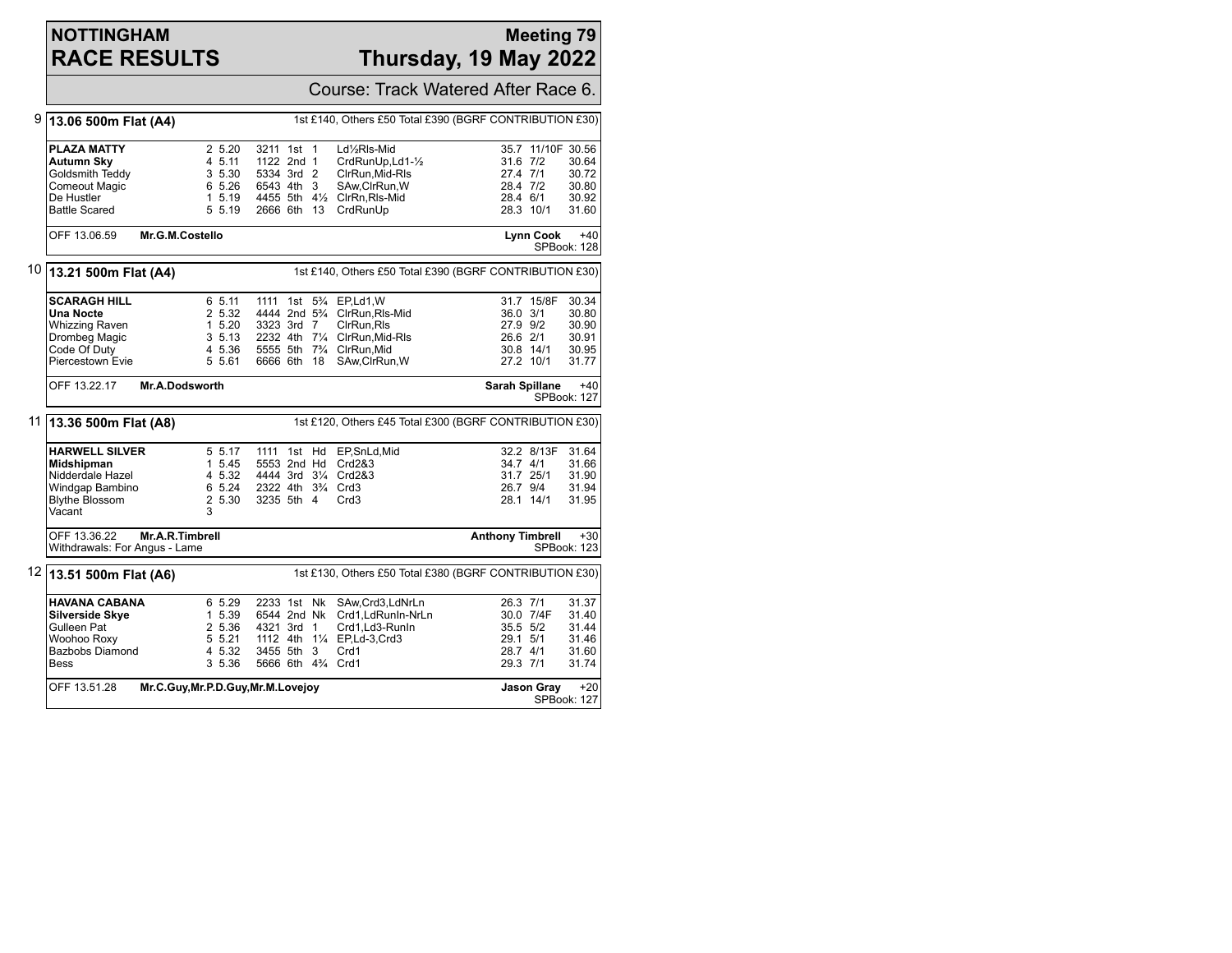# NOTTINGHAM RACE RESULTS

## Meeting 79 Thursday, 19 May 2022

Course: Track Watered After Race 6.

### 9 13.06 500m Flat (A4)

1st £140, Others £50 Total £390 (BGRF CONTRIBUTION £30)

| | | | | | | | | | | |
|---|---|---|---|---|---|---|---|---|---|---|
| **PLAZA MATTY** | 2 | 5.20 | 3211 | 1st | 1 | Ld½Rls-Mid | 35.7 | 11/10F | 30.56 |
| **Autumn Sky** | 4 | 5.11 | 1122 | 2nd | 1 | CrdRunUp,Ld1-½ | 31.6 | 7/2 | 30.64 |
| Goldsmith Teddy | 3 | 5.30 | 5334 | 3rd | 2 | ClrRun,Mid-Rls | 27.4 | 7/1 | 30.72 |
| Comeout Magic | 6 | 5.26 | 6543 | 4th | 3 | SAw,ClrRun,W | 28.4 | 7/2 | 30.80 |
| De Hustler | 1 | 5.19 | 4455 | 5th | 4½ | ClrRn,Rls-Mid | 28.4 | 6/1 | 30.92 |
| Battle Scared | 5 | 5.19 | 2666 | 6th | 13 | CrdRunUp | 28.3 | 10/1 | 31.60 |

OFF 13.06.59 **Mr.G.M.Costello** **Lynn Cook** +40 SPBook: 128

### 10 13.21 500m Flat (A4)

1st £140, Others £50 Total £390 (BGRF CONTRIBUTION £30)

| | | | | | | | | | |
|---|---|---|---|---|---|---|---|---|---|
| **SCARAGH HILL** | 6 | 5.11 | 1111 | 1st | 5¾ | EP,Ld1,W | 31.7 | 15/8F | 30.34 |
| **Una Nocte** | 2 | 5.32 | 4444 | 2nd | 5¾ | ClrRun,Rls-Mid | 36.0 | 3/1 | 30.80 |
| Whizzing Raven | 1 | 5.20 | 3323 | 3rd | 7 | ClrRun,Rls | 27.9 | 9/2 | 30.90 |
| Drombeg Magic | 3 | 5.13 | 2232 | 4th | 7¼ | ClrRun,Mid-Rls | 26.6 | 2/1 | 30.91 |
| Code Of Duty | 4 | 5.36 | 5555 | 5th | 7¾ | ClrRun,Mid | 30.8 | 14/1 | 30.95 |
| Piercestown Evie | 5 | 5.61 | 6666 | 6th | 18 | SAw,ClrRun,W | 27.2 | 10/1 | 31.77 |

OFF 13.22.17 **Mr.A.Dodsworth** **Sarah Spillane** +40 SPBook: 127

### 11 13.36 500m Flat (A8)

1st £120, Others £45 Total £300 (BGRF CONTRIBUTION £30)

| | | | | | | | | | |
|---|---|---|---|---|---|---|---|---|---|
| **HARWELL SILVER** | 5 | 5.17 | 1111 | 1st | Hd | EP,SnLd,Mid | 32.2 | 8/13F | 31.64 |
| **Midshipman** | 1 | 5.45 | 5553 | 2nd | Hd | Crd2&3 | 34.7 | 4/1 | 31.66 |
| Nidderdale Hazel | 4 | 5.32 | 4444 | 3rd | 3¼ | Crd2&3 | 31.7 | 25/1 | 31.90 |
| Windgap Bambino | 6 | 5.24 | 2322 | 4th | 3¾ | Crd3 | 26.7 | 9/4 | 31.94 |
| Blythe Blossom | 2 | 5.30 | 3235 | 5th | 4 | Crd3 | 28.1 | 14/1 | 31.95 |
| Vacant | 3 | | | | | | | | |

OFF 13.36.22 **Mr.A.R.Timbrell** **Anthony Timbrell** +30
Withdrawals: For Angus - Lame SPBook: 123

### 12 13.51 500m Flat (A6)

1st £130, Others £50 Total £380 (BGRF CONTRIBUTION £30)

| | | | | | | | | | |
|---|---|---|---|---|---|---|---|---|---|
| **HAVANA CABANA** | 6 | 5.29 | 2233 | 1st | Nk | SAw,Crd3,LdNrLn | 26.3 | 7/1 | 31.37 |
| **Silverside Skye** | 1 | 5.39 | 6544 | 2nd | Nk | Crd1,LdRunIn-NrLn | 30.0 | 7/4F | 31.40 |
| Gulleen Pat | 2 | 5.36 | 4321 | 3rd | 1 | Crd1,Ld3-RunIn | 35.5 | 5/2 | 31.44 |
| Woohoo Roxy | 5 | 5.21 | 1112 | 4th | 1¼ | EP,Ld-3,Crd3 | 29.1 | 5/1 | 31.46 |
| Bazbobs Diamond | 4 | 5.32 | 3455 | 5th | 3 | Crd1 | 28.7 | 4/1 | 31.60 |
| Bess | 3 | 5.36 | 5666 | 6th | 4¾ | Crd1 | 29.3 | 7/1 | 31.74 |

OFF 13.51.28 **Mr.C.Guy,Mr.P.D.Guy,Mr.M.Lovejoy** **Jason Gray** +20 SPBook: 127